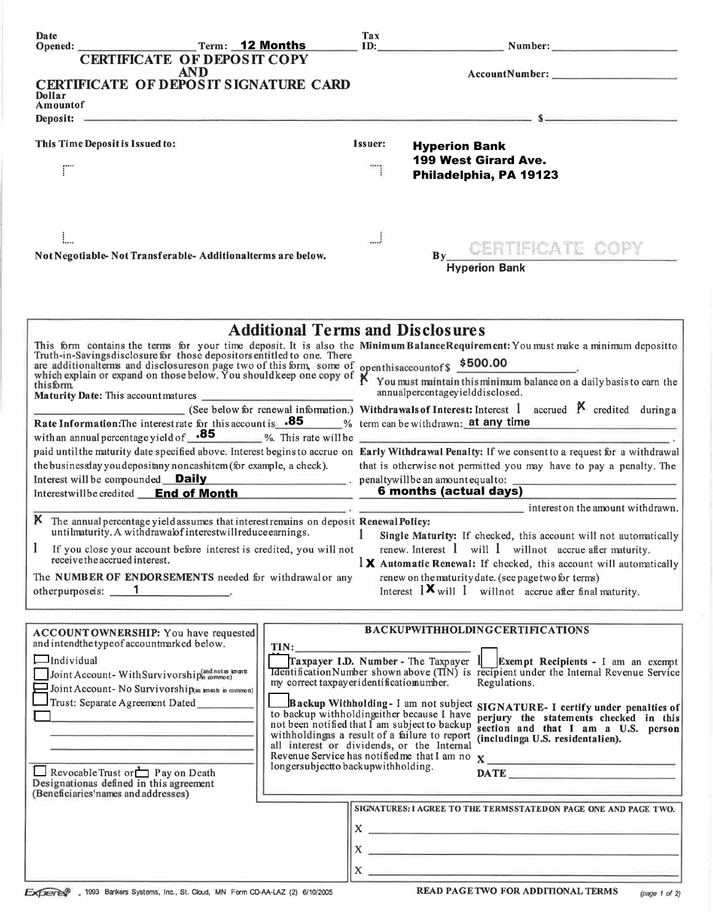Date Opened: ____________ Term: **12 Months** Tax ID: ____________ Number: ____________

# CERTIFICATE OF DEPOSIT COPY AND CERTIFICATE OF DEPOSIT SIGNATURE CARD

Account Number: ____________

Dollar Amount of Deposit: ____________ $ ____________

**This Time Deposit is Issued to:**

**Issuer:** **Hyperion Bank**
**199 West Girard Ave.**
**Philadelphia, PA 19123**

**Not Negotiable- Not Transferable- Additional terms are below.**

By CERTIFICATE COPY
**Hyperion Bank**

## Additional Terms and Disclosures

This form contains the terms for your time deposit. It is also the Truth-in-Savings disclosure for those depositors entitled to one. There are additional terms and disclosures on page two of this form, some of which explain or expand on those below. You should keep one copy of this form.

**Maturity Date:** This account matures ____________ (See below for renewal information.)

**Rate Information:** The interest rate for this account is **.85** % with an annual percentage yield of **.85** %. This rate will be paid until the maturity date specified above. Interest begins to accrue on the business day you deposit any noncash item (for example, a check).

Interest will be compounded **Daily**.

Interest will be credited **End of Month**.

X The annual percentage yield assumes that interest remains on deposit until maturity. A withdrawal of interest will reduce earnings.

☐ If you close your account before interest is credited, you will not receive the accrued interest.

The **NUMBER OF ENDORSEMENTS** needed for withdrawal or any other purpose is: **1**.

**Minimum Balance Requirement:** You must make a minimum deposit to open this account of $ **$500.00**.

X You must maintain this minimum balance on a daily basis to earn the annual percentage yield disclosed.

**Withdrawals of Interest:** Interest ☐ accrued X credited during a term can be withdrawn: **at any time**.

**Early Withdrawal Penalty:** If we consent to a request for a withdrawal that is otherwise not permitted you may have to pay a penalty. The penalty will be an amount equal to: **6 months (actual days)** interest on the amount withdrawn.

**Renewal Policy:**

☐ **Single Maturity:** If checked, this account will not automatically renew. Interest ☐ will ☐ will not accrue after maturity.

X **Automatic Renewal:** If checked, this account will automatically renew on the maturity date. (see page two for terms) Interest X will ☐ will not accrue after final maturity.

**ACCOUNT OWNERSHIP:** You have requested and intend the type of account marked below.

☐ Individual
☐ Joint Account- With Survivorship (and not as tenants in common)
☐ Joint Account- No Survivorship (as tenants in common)
☐ Trust: Separate Agreement Dated ____________
☐ ____________

☐ Revocable Trust or ☐ Pay on Death Designation as defined in this agreement (Beneficiaries' names and addresses)

**BACKUP WITHHOLDING CERTIFICATIONS**

TIN: ____________

☐ **Taxpayer I.D. Number** - The Taxpayer Identification Number shown above (TIN) is my correct taxpayer identification number.

☐ **Backup Withholding** - I am not subject to backup withholding either because I have not been notified that I am subject to backup withholding as a result of a failure to report all interest or dividends, or the Internal Revenue Service has notified me that I am no longer subject to backup withholding.

☐ **Exempt Recipients** - I am an exempt recipient under the Internal Revenue Service Regulations.

**SIGNATURE- I certify under penalties of perjury the statements checked in this section and that I am a U.S. person (including a U.S. resident alien).**

X ____________

DATE ____________

**SIGNATURES: I AGREE TO THE TERMS STATED ON PAGE ONE AND PAGE TWO.**

X ____________

X ____________

X ____________

Expere® - 1993 Bankers Systems, Inc., St. Cloud, MN Form CD-AA-LAZ (2) 6/10/2005

**READ PAGE TWO FOR ADDITIONAL TERMS**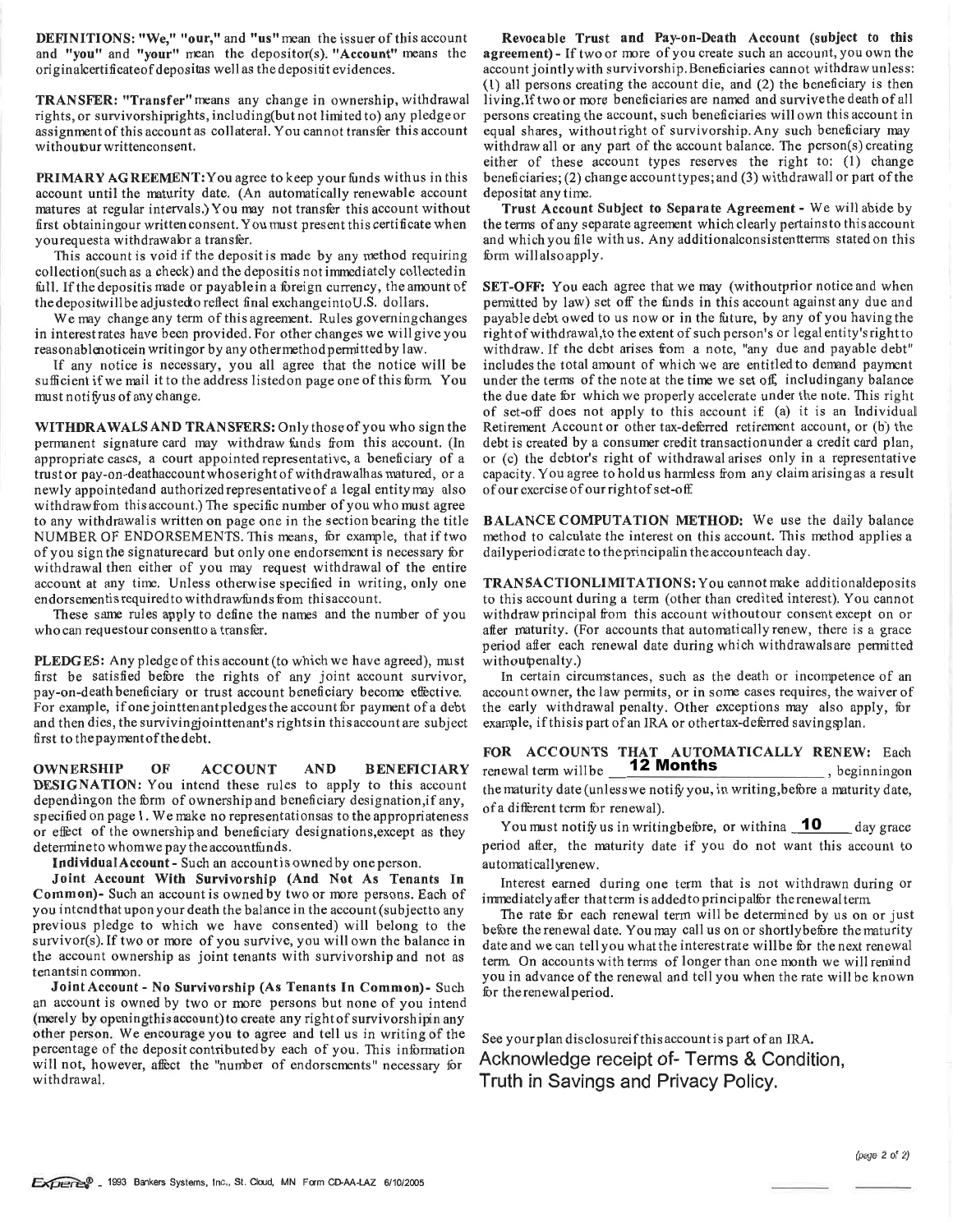**DEFINITIONS:** "We," "our," and "us" mean the issuer of this account and "you" and "your" mean the depositor(s). "Account" means the original certificate of deposit as well as the deposit it evidences.

**TRANSFER:** "Transfer" means any change in ownership, withdrawal rights, or survivorship rights, including (but not limited to) any pledge or assignment of this account as collateral. You cannot transfer this account without our written consent.

**PRIMARY AGREEMENT:** You agree to keep your funds with us in this account until the maturity date. (An automatically renewable account matures at regular intervals.) You may not transfer this account without first obtaining our written consent. You must present this certificate when you request a withdrawal or a transfer.

This account is void if the deposit is made by any method requiring collection (such as a check) and the deposit is not immediately collected in full. If the deposit is made or payable in a foreign currency, the amount of the deposit will be adjusted to reflect final exchange into U.S. dollars.

We may change any term of this agreement. Rules governing changes in interest rates have been provided. For other changes we will give you reasonable notice in writing or by any other method permitted by law.

If any notice is necessary, you all agree that the notice will be sufficient if we mail it to the address listed on page one of this form. You must notify us of any change.

**WITHDRAWALS AND TRANSFERS:** Only those of you who sign the permanent signature card may withdraw funds from this account. (In appropriate cases, a court appointed representative, a beneficiary of a trust or pay-on-death account whose right of withdrawal has matured, or a newly appointed and authorized representative of a legal entity may also withdraw from this account.) The specific number of you who must agree to any withdrawal is written on page one in the section bearing the title NUMBER OF ENDORSEMENTS. This means, for example, that if two of you sign the signature card but only one endorsement is necessary for withdrawal then either of you may request withdrawal of the entire account at any time. Unless otherwise specified in writing, only one endorsement is required to withdraw funds from this account.

These same rules apply to define the names and the number of you who can request our consent to a transfer.

**PLEDGES:** Any pledge of this account (to which we have agreed), must first be satisfied before the rights of any joint account survivor, pay-on-death beneficiary or trust account beneficiary become effective. For example, if one joint tenant pledges the account for payment of a debt and then dies, the surviving joint tenant's rights in this account are subject first to the payment of the debt.

**OWNERSHIP OF ACCOUNT AND BENEFICIARY DESIGNATION:** You intend these rules to apply to this account depending on the form of ownership and beneficiary designation, if any, specified on page 1. We make no representations as to the appropriateness or effect of the ownership and beneficiary designations, except as they determine to whom we pay the account funds.

**Individual Account** - Such an account is owned by one person.

**Joint Account With Survivorship (And Not As Tenants In Common)** - Such an account is owned by two or more persons. Each of you intend that upon your death the balance in the account (subject to any previous pledge to which we have consented) will belong to the survivor(s). If two or more of you survive, you will own the balance in the account ownership as joint tenants with survivorship and not as tenants in common.

**Joint Account - No Survivorship (As Tenants In Common)** - Such an account is owned by two or more persons but none of you intend (merely by opening this account) to create any right of survivorship in any other person. We encourage you to agree and tell us in writing of the percentage of the deposit contributed by each of you. This information will not, however, affect the "number of endorsements" necessary for withdrawal.

**Revocable Trust and Pay-on-Death Account (subject to this agreement)** - If two or more of you create such an account, you own the account jointly with survivorship. Beneficiaries cannot withdraw unless: (1) all persons creating the account die, and (2) the beneficiary is then living. If two or more beneficiaries are named and survive the death of all persons creating the account, such beneficiaries will own this account in equal shares, without right of survivorship. Any such beneficiary may withdraw all or any part of the account balance. The person(s) creating either of these account types reserves the right to: (1) change beneficiaries; (2) change account types; and (3) withdraw all or part of the deposit at any time.

**Trust Account Subject to Separate Agreement** - We will abide by the terms of any separate agreement which clearly pertains to this account and which you file with us. Any additional consistent terms stated on this form will also apply.

**SET-OFF:** You each agree that we may (without prior notice and when permitted by law) set off the funds in this account against any due and payable debt owed to us now or in the future, by any of you having the right of withdrawal, to the extent of such person's or legal entity's right to withdraw. If the debt arises from a note, "any due and payable debt" includes the total amount of which we are entitled to demand payment under the terms of the note at the time we set off, including any balance the due date for which we properly accelerate under the note. This right of set-off does not apply to this account if: (a) it is an Individual Retirement Account or other tax-deferred retirement account, or (b) the debt is created by a consumer credit transaction under a credit card plan, or (c) the debtor's right of withdrawal arises only in a representative capacity. You agree to hold us harmless from any claim arising as a result of our exercise of our right of set-off.

**BALANCE COMPUTATION METHOD:** We use the daily balance method to calculate the interest on this account. This method applies a daily periodic rate to the principal in the account each day.

**TRANSACTION LIMITATIONS:** You cannot make additional deposits to this account during a term (other than credited interest). You cannot withdraw principal from this account without our consent except on or after maturity. (For accounts that automatically renew, there is a grace period after each renewal date during which withdrawals are permitted without penalty.)

In certain circumstances, such as the death or incompetence of an account owner, the law permits, or in some cases requires, the waiver of the early withdrawal penalty. Other exceptions may also apply, for example, if this is part of an IRA or other tax-deferred savings plan.

**FOR ACCOUNTS THAT AUTOMATICALLY RENEW:** Each renewal term will be **12 Months**, beginning on the maturity date (unless we notify you, in writing, before a maturity date, of a different term for renewal).

You must notify us in writing before, or within a **10** day grace period after, the maturity date if you do not want this account to automatically renew.

Interest earned during one term that is not withdrawn during or immediately after that term is added to principal for the renewal term.

The rate for each renewal term will be determined by us on or just before the renewal date. You may call us on or shortly before the maturity date and we can tell you what the interest rate will be for the next renewal term. On accounts with terms of longer than one month we will remind you in advance of the renewal and tell you when the rate will be known for the renewal period.

See your plan disclosure if this account is part of an IRA.

Acknowledge receipt of- Terms & Condition, Truth in Savings and Privacy Policy.

Experte® - 1993 Bankers Systems, Inc., St. Cloud, MN Form CD-AA-LAZ 6/10/2005